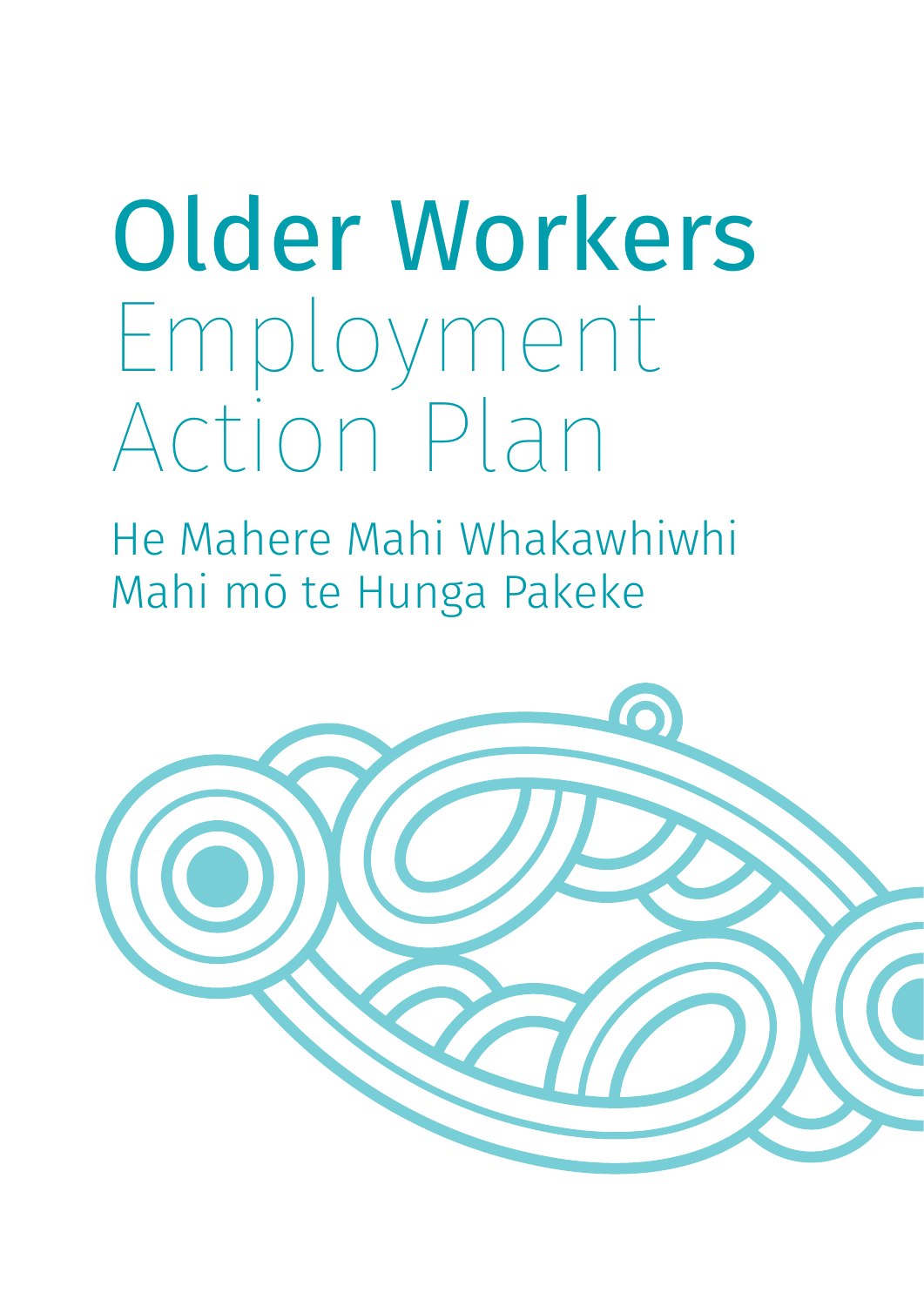# Older Workers Employment Action Plan

He Mahere Mahi Whakawhiwhi Mahi mō te Hunga Pakeke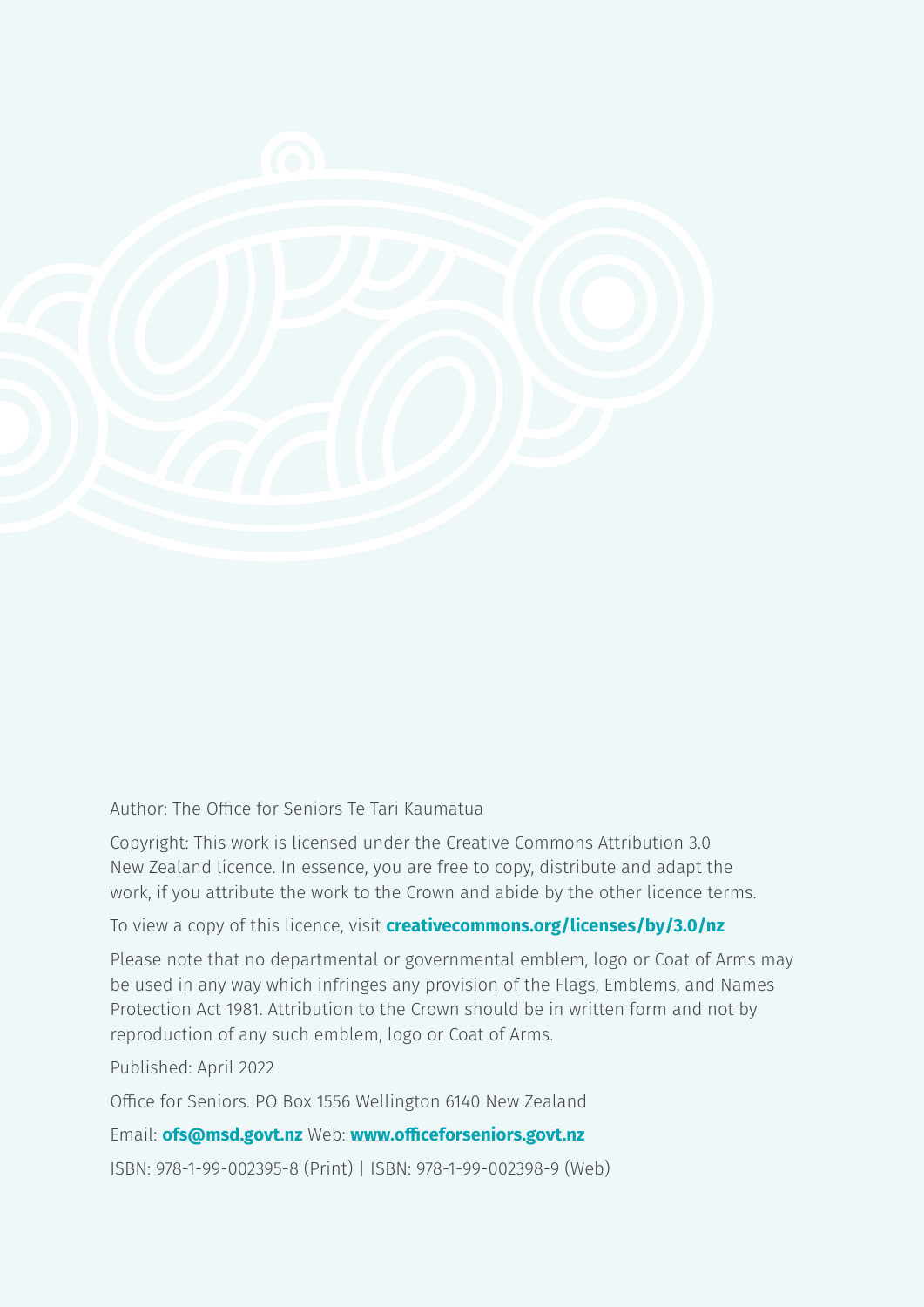Author: The Office for Seniors Te Tari Kaumātua

Copyright: This work is licensed under the Creative Commons Attribution 3.0 New Zealand licence. In essence, you are free to copy, distribute and adapt the work, if you attribute the work to the Crown and abide by the other licence terms.

To view a copy of this licence, visit **creativecommons.org/licenses/by/3.0/nz**

Please note that no departmental or governmental emblem, logo or Coat of Arms may be used in any way which infringes any provision of the Flags, Emblems, and Names Protection Act 1981. Attribution to the Crown should be in written form and not by reproduction of any such emblem, logo or Coat of Arms.

Published: April 2022

Office for Seniors. PO Box 1556 Wellington 6140 New Zealand

Email: **ofs@msd.govt.nz** Web: **www.officeforseniors.govt.nz**

ISBN: 978-1-99-002395-8 (Print) | ISBN: 978-1-99-002398-9 (Web)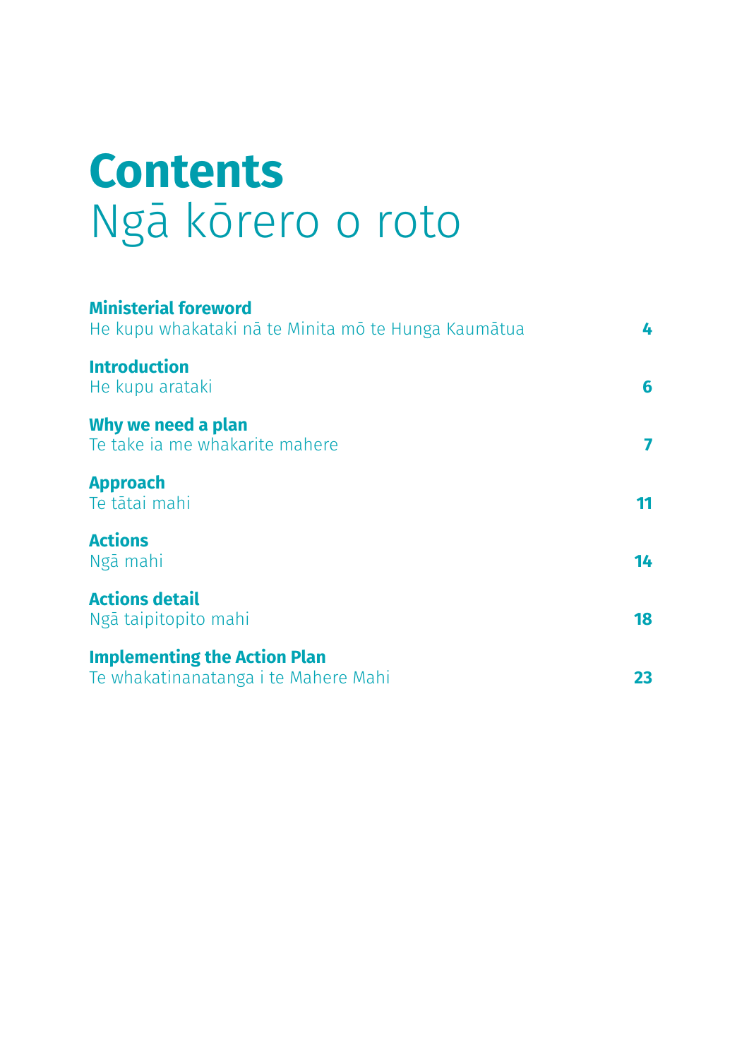# Contents
# Ngā kōrero o roto

| | |
|---|---|
| **Ministerial foreword**<br>He kupu whakataki nā te Minita mō te Hunga Kaumātua | **4** |
| **Introduction**<br>He kupu arataki | **6** |
| **Why we need a plan**<br>Te take ia me whakarite mahere | **7** |
| **Approach**<br>Te tātai mahi | **11** |
| **Actions**<br>Ngā mahi | **14** |
| **Actions detail**<br>Ngā taipitopito mahi | **18** |
| **Implementing the Action Plan**<br>Te whakatinanatanga i te Mahere Mahi | **23** |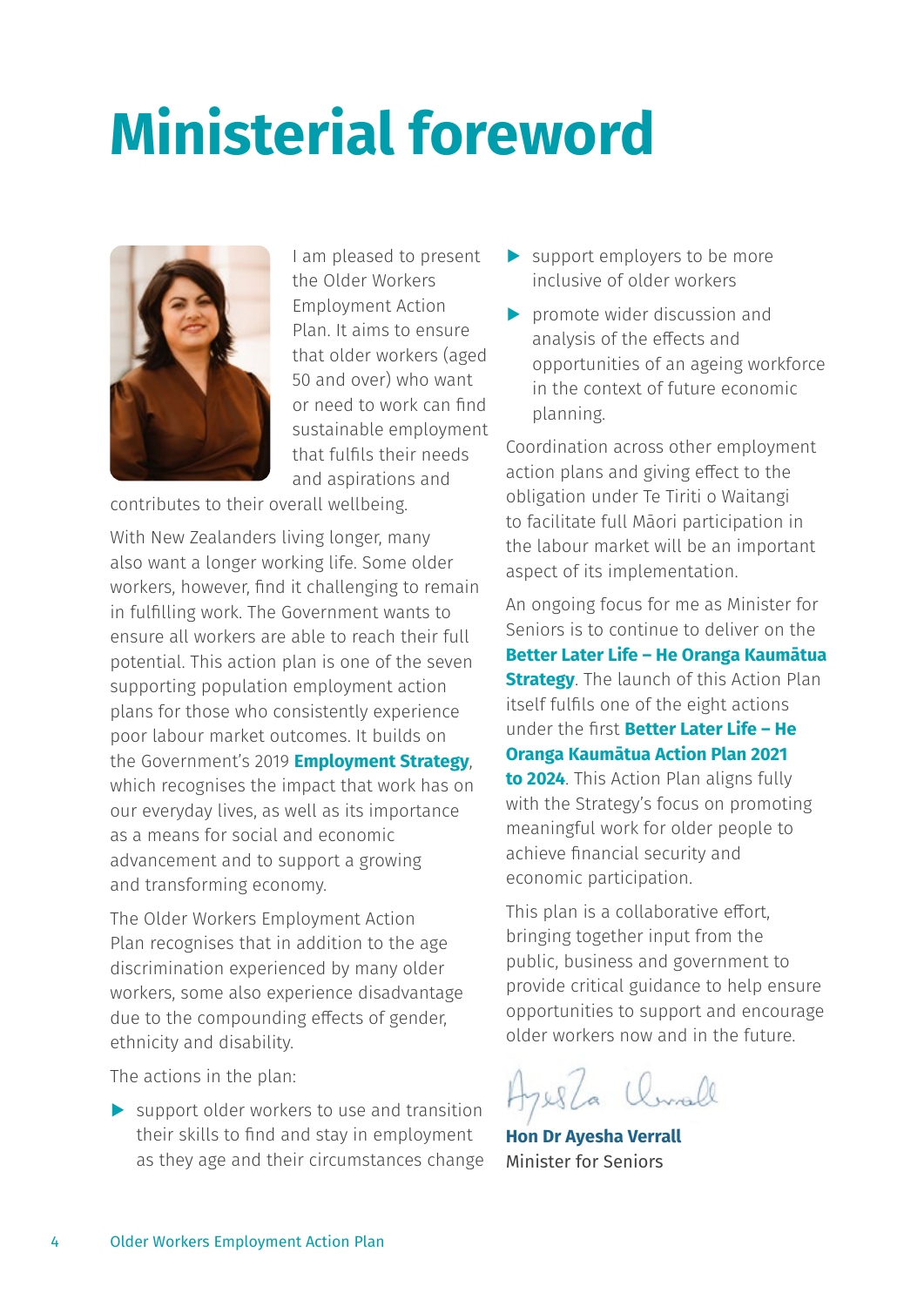# Ministerial foreword

I am pleased to present the Older Workers Employment Action Plan. It aims to ensure that older workers (aged 50 and over) who want or need to work can find sustainable employment that fulfils their needs and aspirations and contributes to their overall wellbeing.

With New Zealanders living longer, many also want a longer working life. Some older workers, however, find it challenging to remain in fulfilling work. The Government wants to ensure all workers are able to reach their full potential. This action plan is one of the seven supporting population employment action plans for those who consistently experience poor labour market outcomes. It builds on the Government's 2019 **Employment Strategy**, which recognises the impact that work has on our everyday lives, as well as its importance as a means for social and economic advancement and to support a growing and transforming economy.

The Older Workers Employment Action Plan recognises that in addition to the age discrimination experienced by many older workers, some also experience disadvantage due to the compounding effects of gender, ethnicity and disability.

The actions in the plan:

- support older workers to use and transition their skills to find and stay in employment as they age and their circumstances change
- support employers to be more inclusive of older workers
- promote wider discussion and analysis of the effects and opportunities of an ageing workforce in the context of future economic planning.

Coordination across other employment action plans and giving effect to the obligation under Te Tiriti o Waitangi to facilitate full Māori participation in the labour market will be an important aspect of its implementation.

An ongoing focus for me as Minister for Seniors is to continue to deliver on the **Better Later Life – He Oranga Kaumātua Strategy**. The launch of this Action Plan itself fulfils one of the eight actions under the first **Better Later Life – He Oranga Kaumātua Action Plan 2021 to 2024**. This Action Plan aligns fully with the Strategy's focus on promoting meaningful work for older people to achieve financial security and economic participation.

This plan is a collaborative effort, bringing together input from the public, business and government to provide critical guidance to help ensure opportunities to support and encourage older workers now and in the future.

**Hon Dr Ayesha Verrall**
Minister for Seniors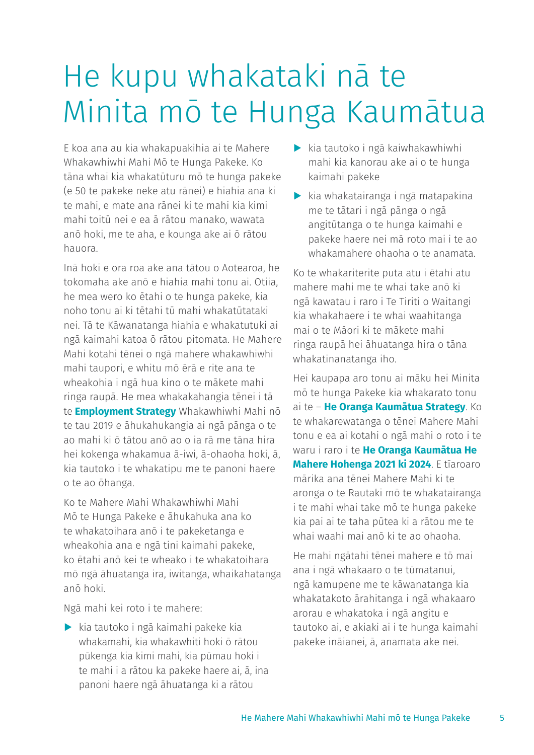# He kupu whakataki nā te Minita mō te Hunga Kaumātua

E koa ana au kia whakapuakihia ai te Mahere Whakawhiwhi Mahi Mō te Hunga Pakeke. Ko tāna whai kia whakatūturu mō te hunga pakeke (e 50 te pakeke neke atu rānei) e hiahia ana ki te mahi, e mate ana rānei ki te mahi kia kimi mahi toitū nei e ea ā rātou manako, wawata anō hoki, me te aha, e kounga ake ai ō rātou hauora.

Inā hoki e ora roa ake ana tātou o Aotearoa, he tokomaha ake anō e hiahia mahi tonu ai. Otiia, he mea wero ko ētahi o te hunga pakeke, kia noho tonu ai ki tētahi tū mahi whakatūtataki nei. Tā te Kāwanatanga hiahia e whakatutuki ai ngā kaimahi katoa ō rātou pitomata. He Mahere Mahi kotahi tēnei o ngā mahere whakawhiwhi mahi taupori, e whitu mō ērā e rite ana te wheakohia i ngā hua kino o te mākete mahi ringa raupā. He mea whakakahangia tēnei i tā te **Employment Strategy** Whakawhiwhi Mahi nō te tau 2019 e āhukahukangia ai ngā pānga o te ao mahi ki ō tātou anō ao o ia rā me tāna hira hei kokenga whakamua ā-iwi, ā-ohaoha hoki, ā, kia tautoko i te whakatipu me te panoni haere o te ao ōhanga.

Ko te Mahere Mahi Whakawhiwhi Mahi Mō te Hunga Pakeke e āhukahuka ana ko te whakatoihara anō i te pakeketanga e wheakohia ana e ngā tini kaimahi pakeke, ko ētahi anō kei te wheako i te whakatoihara mō ngā āhuatanga ira, iwitanga, whaikahatanga anō hoki.

Ngā mahi kei roto i te mahere:

- kia tautoko i ngā kaimahi pakeke kia whakamahi, kia whakawhiti hoki ō rātou pūkenga kia kimi mahi, kia pūmau hoki i te mahi i a rātou ka pakeke haere ai, ā, ina panoni haere ngā āhuatanga ki a rātou
- kia tautoko i ngā kaiwhakawhiwhi mahi kia kanorau ake ai o te hunga kaimahi pakeke
- kia whakatairanga i ngā matapakina me te tātari i ngā pānga o ngā angitūtanga o te hunga kaimahi e pakeke haere nei mā roto mai i te ao whakamahere ohaoha o te anamata.

Ko te whakariterite puta atu i ētahi atu mahere mahi me te whai take anō ki ngā kawatau i raro i Te Tiriti o Waitangi kia whakahaere i te whai waahitanga mai o te Māori ki te mākete mahi ringa raupā hei āhuatanga hira o tāna whakatinanatanga iho.

Hei kaupapa aro tonu ai māku hei Minita mō te hunga Pakeke kia whakarato tonu ai te – **He Oranga Kaumātua Strategy**. Ko te whakarewatanga o tēnei Mahere Mahi tonu e ea ai kotahi o ngā mahi o roto i te waru i raro i te **He Oranga Kaumātua He Mahere Hohenga 2021 ki 2024**. E tīaroaro mārika ana tēnei Mahere Mahi ki te aronga o te Rautaki mō te whakatairanga i te mahi whai take mō te hunga pakeke kia pai ai te taha pūtea ki a rātou me te whai waahi mai anō ki te ao ohaoha.

He mahi ngātahi tēnei mahere e tō mai ana i ngā whakaaro o te tūmatanui, ngā kamupene me te kāwanatanga kia whakatakoto ārahitanga i ngā whakaaro arorau e whakatoka i ngā angitu e tautoko ai, e akiaki ai i te hunga kaimahi pakeke ināianei, ā, anamata ake nei.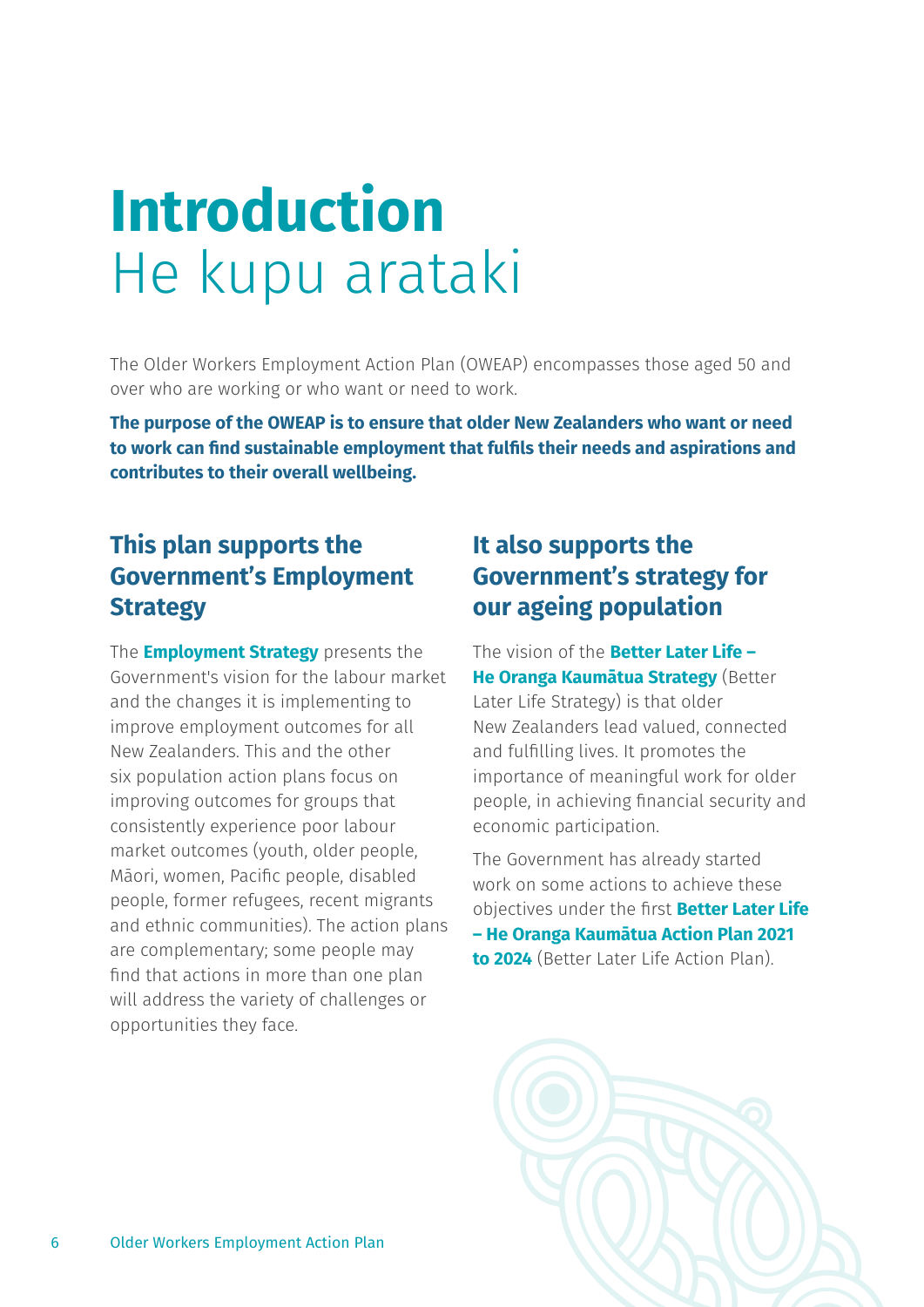# Introduction
# He kupu arataki

The Older Workers Employment Action Plan (OWEAP) encompasses those aged 50 and over who are working or who want or need to work.

**The purpose of the OWEAP is to ensure that older New Zealanders who want or need to work can find sustainable employment that fulfils their needs and aspirations and contributes to their overall wellbeing.**

## This plan supports the Government's Employment Strategy

The **Employment Strategy** presents the Government's vision for the labour market and the changes it is implementing to improve employment outcomes for all New Zealanders. This and the other six population action plans focus on improving outcomes for groups that consistently experience poor labour market outcomes (youth, older people, Māori, women, Pacific people, disabled people, former refugees, recent migrants and ethnic communities). The action plans are complementary; some people may find that actions in more than one plan will address the variety of challenges or opportunities they face.

## It also supports the Government's strategy for our ageing population

The vision of the **Better Later Life – He Oranga Kaumātua Strategy** (Better Later Life Strategy) is that older New Zealanders lead valued, connected and fulfilling lives. It promotes the importance of meaningful work for older people, in achieving financial security and economic participation.

The Government has already started work on some actions to achieve these objectives under the first **Better Later Life – He Oranga Kaumātua Action Plan 2021 to 2024** (Better Later Life Action Plan).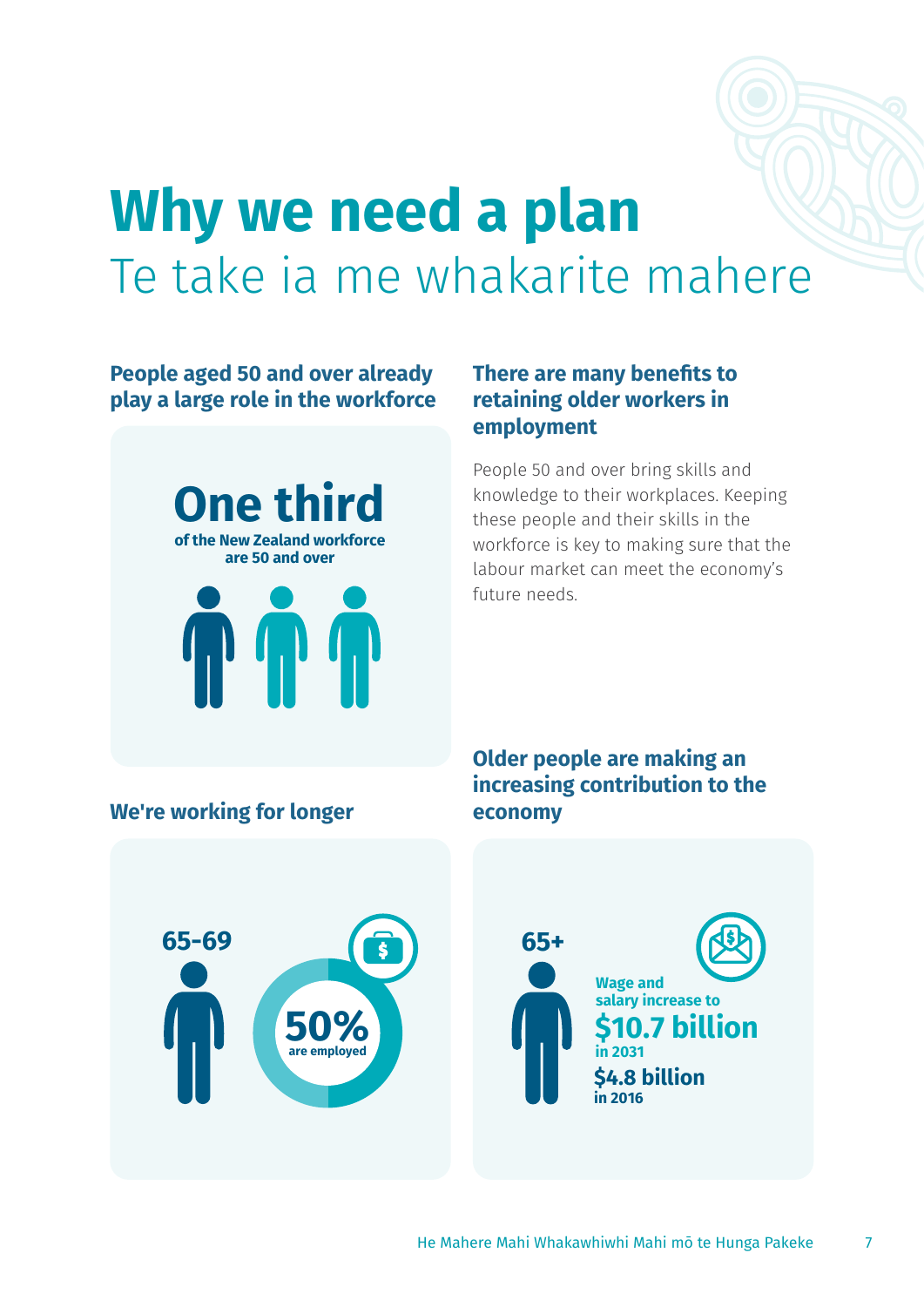# Why we need a plan

## Te take ia me whakarite mahere

### People aged 50 and over already play a large role in the workforce

**One third**

**of the New Zealand workforce are 50 and over**

### There are many benefits to retaining older workers in employment

People 50 and over bring skills and knowledge to their workplaces. Keeping these people and their skills in the workforce is key to making sure that the labour market can meet the economy's future needs.

### We're working for longer

**65-69**

**50%** are employed

### Older people are making an increasing contribution to the economy

**65+**

Wage and salary increase to **$10.7 billion** in 2031

**$4.8 billion** in 2016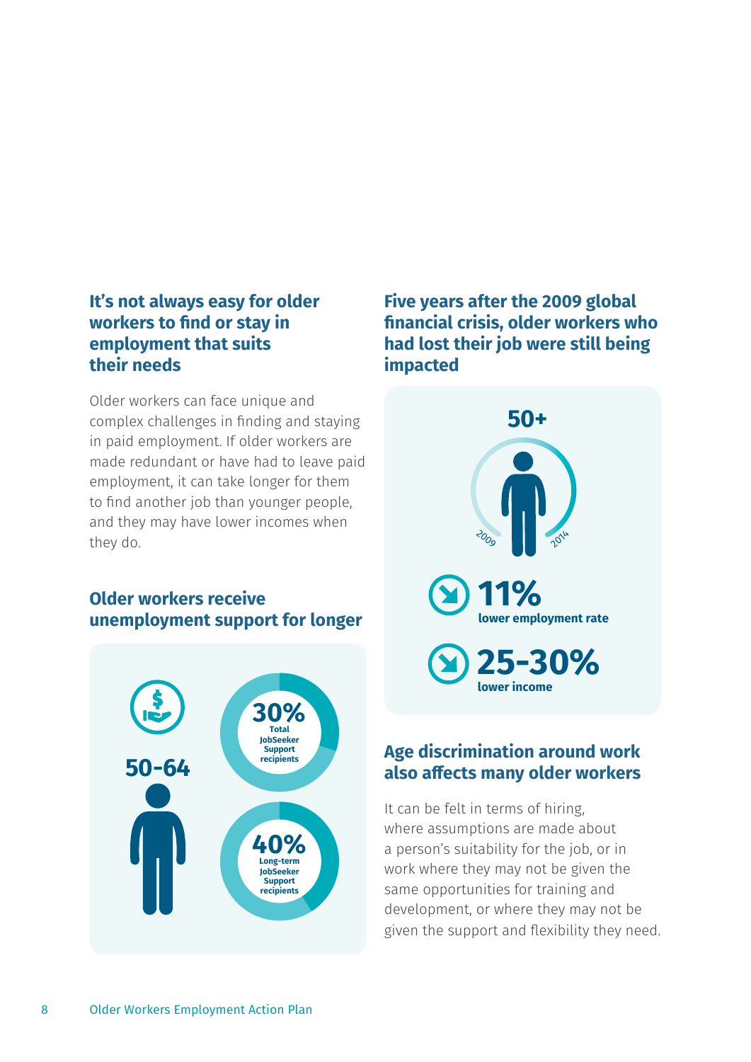## It's not always easy for older workers to find or stay in employment that suits their needs

Older workers can face unique and complex challenges in finding and staying in paid employment. If older workers are made redundant or have had to leave paid employment, it can take longer for them to find another job than younger people, and they may have lower incomes when they do.

## Older workers receive unemployment support for longer

**50-64**

**30%** Total JobSeeker Support recipients

**40%** Long-term JobSeeker Support recipients

## Five years after the 2009 global financial crisis, older workers who had lost their job were still being impacted

**50+**

2009 – 2014

**11%** lower employment rate

**25-30%** lower income

## Age discrimination around work also affects many older workers

It can be felt in terms of hiring, where assumptions are made about a person's suitability for the job, or in work where they may not be given the same opportunities for training and development, or where they may not be given the support and flexibility they need.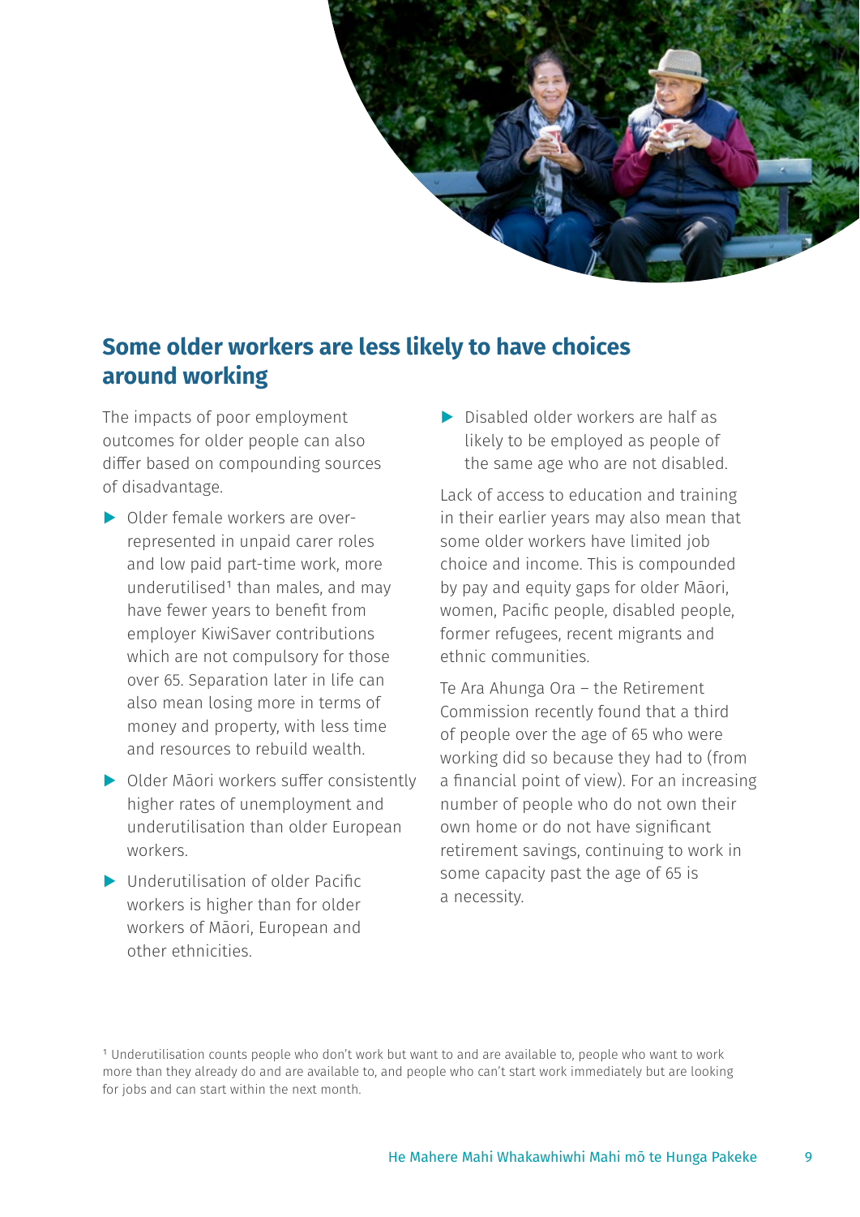## Some older workers are less likely to have choices around working

The impacts of poor employment outcomes for older people can also differ based on compounding sources of disadvantage.

- Older female workers are over-represented in unpaid carer roles and low paid part-time work, more underutilised[1] than males, and may have fewer years to benefit from employer KiwiSaver contributions which are not compulsory for those over 65. Separation later in life can also mean losing more in terms of money and property, with less time and resources to rebuild wealth.
- Older Māori workers suffer consistently higher rates of unemployment and underutilisation than older European workers.
- Underutilisation of older Pacific workers is higher than for older workers of Māori, European and other ethnicities.
- Disabled older workers are half as likely to be employed as people of the same age who are not disabled.

Lack of access to education and training in their earlier years may also mean that some older workers have limited job choice and income. This is compounded by pay and equity gaps for older Māori, women, Pacific people, disabled people, former refugees, recent migrants and ethnic communities.

Te Ara Ahunga Ora – the Retirement Commission recently found that a third of people over the age of 65 who were working did so because they had to (from a financial point of view). For an increasing number of people who do not own their own home or do not have significant retirement savings, continuing to work in some capacity past the age of 65 is a necessity.

[1] Underutilisation counts people who don't work but want to and are available to, people who want to work more than they already do and are available to, and people who can't start work immediately but are looking for jobs and can start within the next month.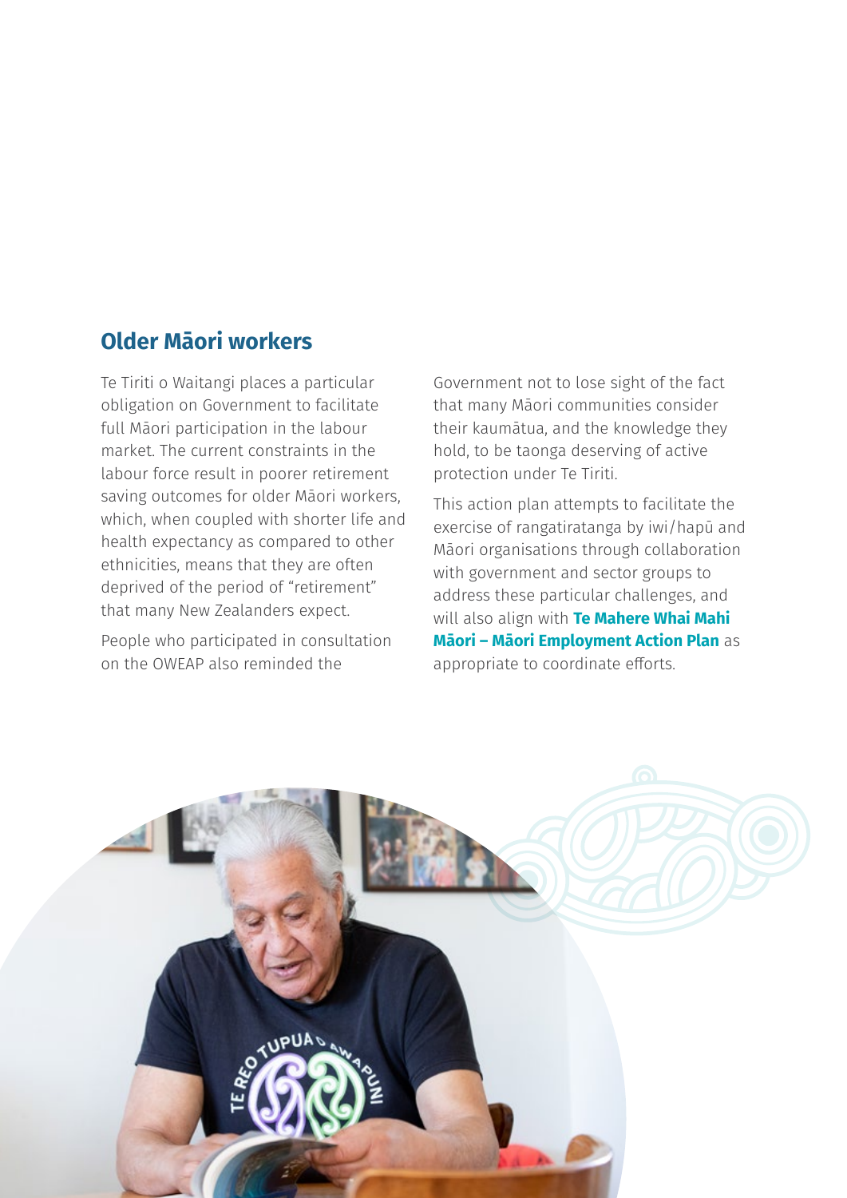## Older Māori workers

Te Tiriti o Waitangi places a particular obligation on Government to facilitate full Māori participation in the labour market. The current constraints in the labour force result in poorer retirement saving outcomes for older Māori workers, which, when coupled with shorter life and health expectancy as compared to other ethnicities, means that they are often deprived of the period of "retirement" that many New Zealanders expect.

People who participated in consultation on the OWEAP also reminded the Government not to lose sight of the fact that many Māori communities consider their kaumātua, and the knowledge they hold, to be taonga deserving of active protection under Te Tiriti.

This action plan attempts to facilitate the exercise of rangatiratanga by iwi/hapū and Māori organisations through collaboration with government and sector groups to address these particular challenges, and will also align with **Te Mahere Whai Mahi Māori – Māori Employment Action Plan** as appropriate to coordinate efforts.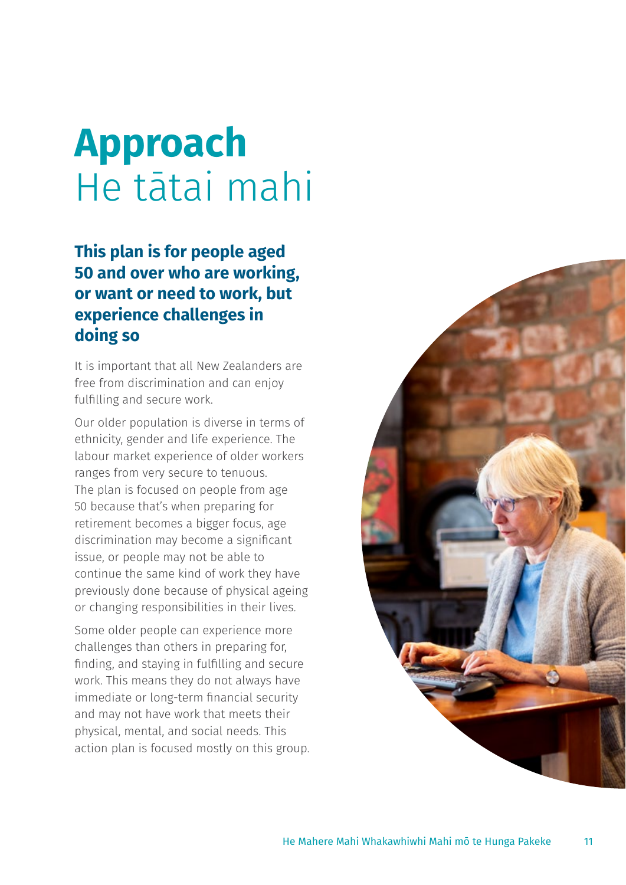# Approach
# He tātai mahi

## This plan is for people aged 50 and over who are working, or want or need to work, but experience challenges in doing so

It is important that all New Zealanders are free from discrimination and can enjoy fulfilling and secure work.

Our older population is diverse in terms of ethnicity, gender and life experience. The labour market experience of older workers ranges from very secure to tenuous. The plan is focused on people from age 50 because that's when preparing for retirement becomes a bigger focus, age discrimination may become a significant issue, or people may not be able to continue the same kind of work they have previously done because of physical ageing or changing responsibilities in their lives.

Some older people can experience more challenges than others in preparing for, finding, and staying in fulfilling and secure work. This means they do not always have immediate or long-term financial security and may not have work that meets their physical, mental, and social needs. This action plan is focused mostly on this group.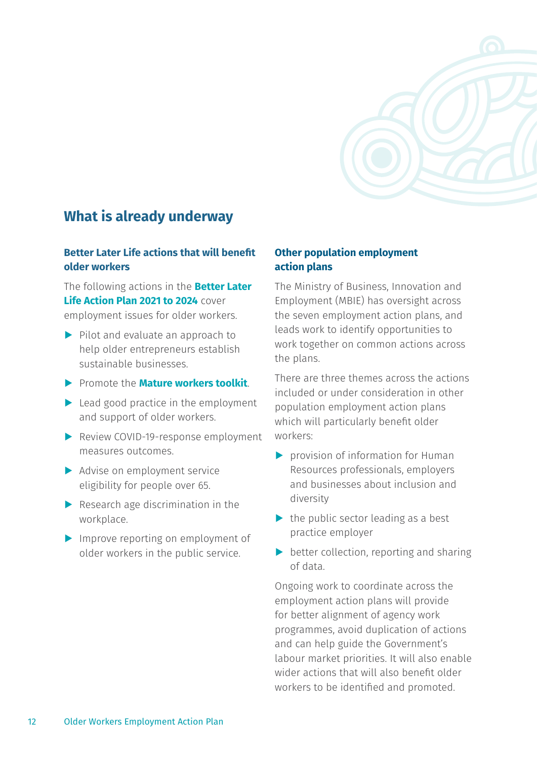## What is already underway

### Better Later Life actions that will benefit older workers

The following actions in the **Better Later Life Action Plan 2021 to 2024** cover employment issues for older workers.

- Pilot and evaluate an approach to help older entrepreneurs establish sustainable businesses.
- Promote the **Mature workers toolkit**.
- Lead good practice in the employment and support of older workers.
- Review COVID-19-response employment measures outcomes.
- Advise on employment service eligibility for people over 65.
- Research age discrimination in the workplace.
- Improve reporting on employment of older workers in the public service.

### Other population employment action plans

The Ministry of Business, Innovation and Employment (MBIE) has oversight across the seven employment action plans, and leads work to identify opportunities to work together on common actions across the plans.

There are three themes across the actions included or under consideration in other population employment action plans which will particularly benefit older workers:

- provision of information for Human Resources professionals, employers and businesses about inclusion and diversity
- the public sector leading as a best practice employer
- better collection, reporting and sharing of data.

Ongoing work to coordinate across the employment action plans will provide for better alignment of agency work programmes, avoid duplication of actions and can help guide the Government's labour market priorities. It will also enable wider actions that will also benefit older workers to be identified and promoted.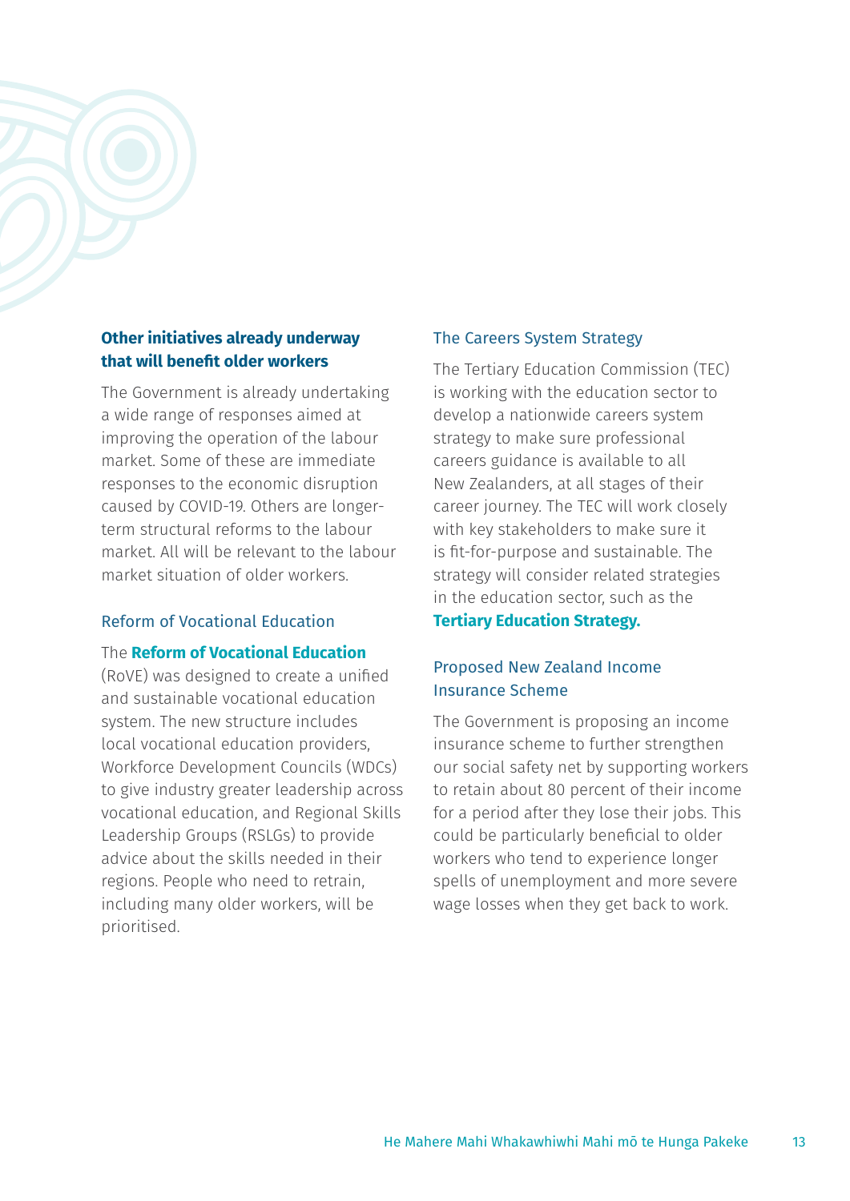## Other initiatives already underway that will benefit older workers

The Government is already undertaking a wide range of responses aimed at improving the operation of the labour market. Some of these are immediate responses to the economic disruption caused by COVID-19. Others are longer-term structural reforms to the labour market. All will be relevant to the labour market situation of older workers.

### Reform of Vocational Education

The **Reform of Vocational Education** (RoVE) was designed to create a unified and sustainable vocational education system. The new structure includes local vocational education providers, Workforce Development Councils (WDCs) to give industry greater leadership across vocational education, and Regional Skills Leadership Groups (RSLGs) to provide advice about the skills needed in their regions. People who need to retrain, including many older workers, will be prioritised.

### The Careers System Strategy

The Tertiary Education Commission (TEC) is working with the education sector to develop a nationwide careers system strategy to make sure professional careers guidance is available to all New Zealanders, at all stages of their career journey. The TEC will work closely with key stakeholders to make sure it is fit-for-purpose and sustainable. The strategy will consider related strategies in the education sector, such as the **Tertiary Education Strategy.**

### Proposed New Zealand Income Insurance Scheme

The Government is proposing an income insurance scheme to further strengthen our social safety net by supporting workers to retain about 80 percent of their income for a period after they lose their jobs. This could be particularly beneficial to older workers who tend to experience longer spells of unemployment and more severe wage losses when they get back to work.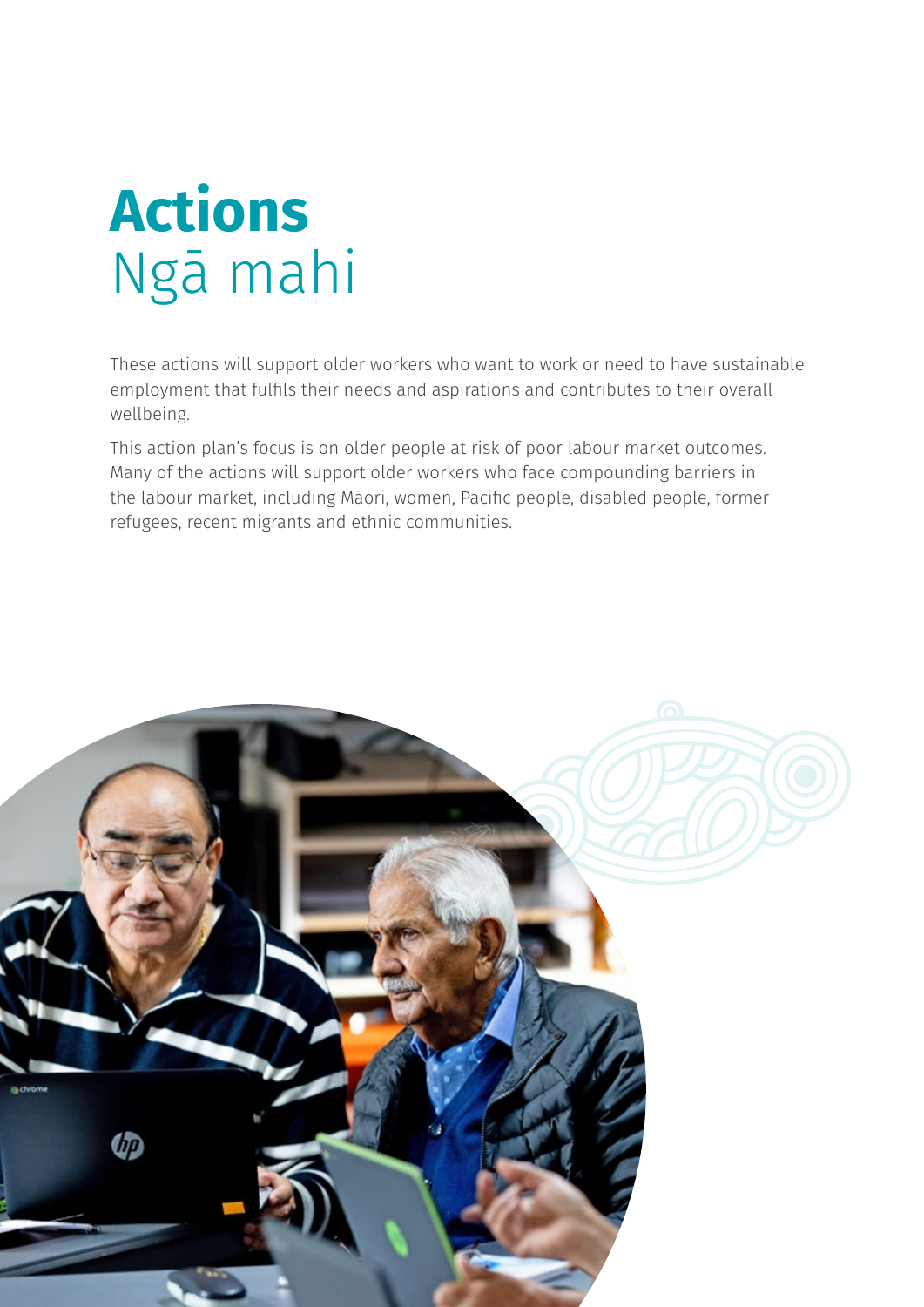# Actions
## Ngā mahi

These actions will support older workers who want to work or need to have sustainable employment that fulfils their needs and aspirations and contributes to their overall wellbeing.

This action plan's focus is on older people at risk of poor labour market outcomes. Many of the actions will support older workers who face compounding barriers in the labour market, including Māori, women, Pacific people, disabled people, former refugees, recent migrants and ethnic communities.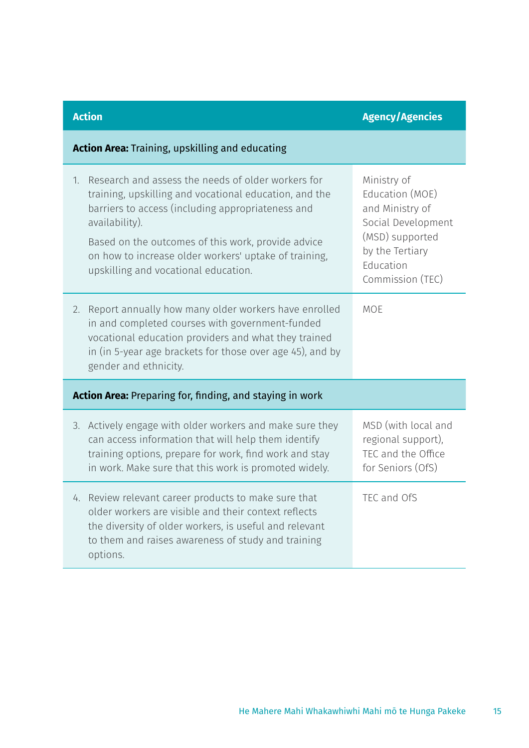| Action | Agency/Agencies |
|---|---|
| **Action Area:** Training, upskilling and educating | |
| 1. Research and assess the needs of older workers for training, upskilling and vocational education, and the barriers to access (including appropriateness and availability).<br>Based on the outcomes of this work, provide advice on how to increase older workers' uptake of training, upskilling and vocational education. | Ministry of Education (MOE) and Ministry of Social Development (MSD) supported by the Tertiary Education Commission (TEC) |
| 2. Report annually how many older workers have enrolled in and completed courses with government-funded vocational education providers and what they trained in (in 5-year age brackets for those over age 45), and by gender and ethnicity. | MOE |
| **Action Area:** Preparing for, finding, and staying in work | |
| 3. Actively engage with older workers and make sure they can access information that will help them identify training options, prepare for work, find work and stay in work. Make sure that this work is promoted widely. | MSD (with local and regional support), TEC and the Office for Seniors (OfS) |
| 4. Review relevant career products to make sure that older workers are visible and their context reflects the diversity of older workers, is useful and relevant to them and raises awareness of study and training options. | TEC and OfS |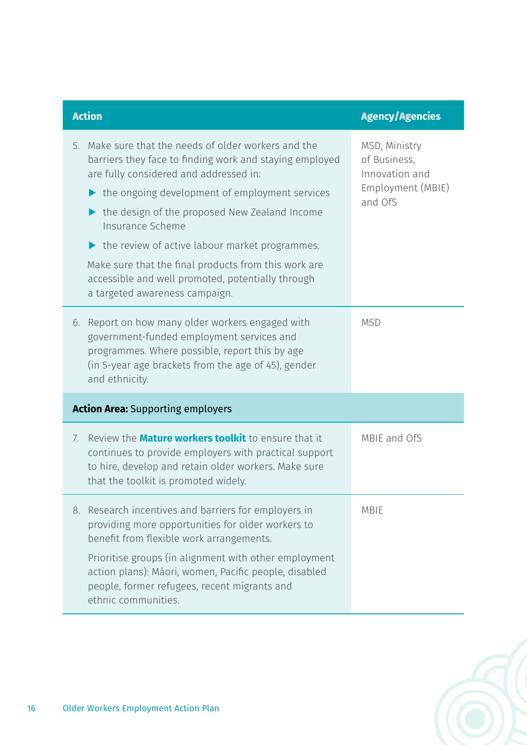| Action | Agency/Agencies |
| --- | --- |
| 5. Make sure that the needs of older workers and the barriers they face to finding work and staying employed are fully considered and addressed in:<br>▶ the ongoing development of employment services<br>▶ the design of the proposed New Zealand Income Insurance Scheme<br>▶ the review of active labour market programmes.<br>Make sure that the final products from this work are accessible and well promoted, potentially through a targeted awareness campaign. | MSD, Ministry of Business, Innovation and Employment (MBIE) and OfS |
| 6. Report on how many older workers engaged with government-funded employment services and programmes. Where possible, report this by age (in 5-year age brackets from the age of 45), gender and ethnicity. | MSD |
| **Action Area:** Supporting employers | |
| 7. Review the **Mature workers toolkit** to ensure that it continues to provide employers with practical support to hire, develop and retain older workers. Make sure that the toolkit is promoted widely. | MBIE and OfS |
| 8. Research incentives and barriers for employers in providing more opportunities for older workers to benefit from flexible work arrangements.<br>Prioritise groups (in alignment with other employment action plans): Māori, women, Pacific people, disabled people, former refugees, recent migrants and ethnic communities. | MBIE |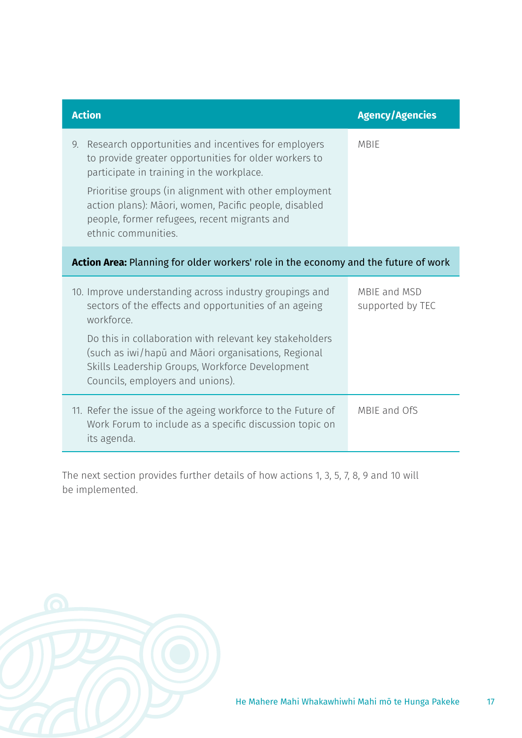| Action | Agency/Agencies |
|---|---|
| 9. Research opportunities and incentives for employers to provide greater opportunities for older workers to participate in training in the workplace.<br><br>Prioritise groups (in alignment with other employment action plans): Māori, women, Pacific people, disabled people, former refugees, recent migrants and ethnic communities. | MBIE |
| **Action Area:** Planning for older workers' role in the economy and the future of work | |
| 10. Improve understanding across industry groupings and sectors of the effects and opportunities of an ageing workforce.<br><br>Do this in collaboration with relevant key stakeholders (such as iwi/hapū and Māori organisations, Regional Skills Leadership Groups, Workforce Development Councils, employers and unions). | MBIE and MSD supported by TEC |
| 11. Refer the issue of the ageing workforce to the Future of Work Forum to include as a specific discussion topic on its agenda. | MBIE and OfS |

The next section provides further details of how actions 1, 3, 5, 7, 8, 9 and 10 will be implemented.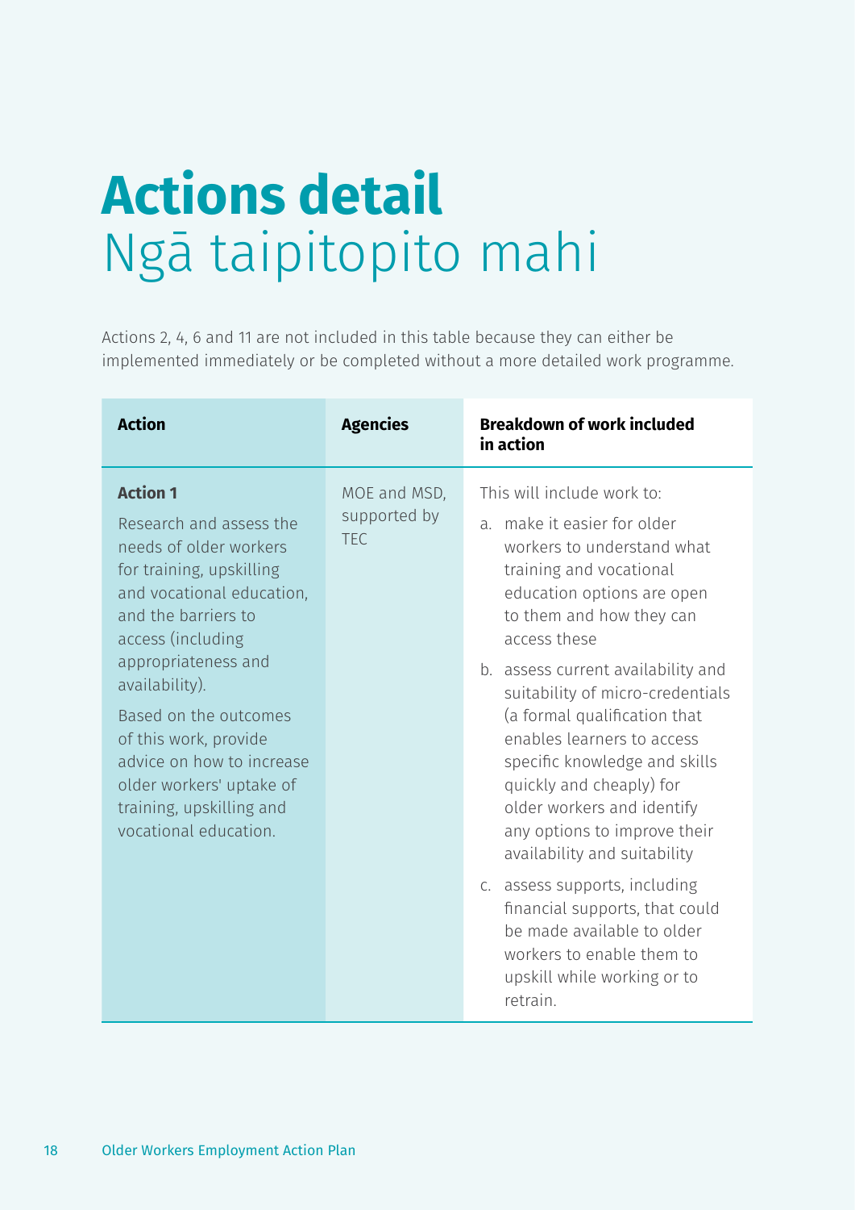# Actions detail
# Ngā taipitopito mahi

Actions 2, 4, 6 and 11 are not included in this table because they can either be implemented immediately or be completed without a more detailed work programme.

| Action | Agencies | Breakdown of work included in action |
|---|---|---|
| **Action 1**<br><br>Research and assess the needs of older workers for training, upskilling and vocational education, and the barriers to access (including appropriateness and availability).<br><br>Based on the outcomes of this work, provide advice on how to increase older workers' uptake of training, upskilling and vocational education. | MOE and MSD, supported by TEC | This will include work to:<br><br>a. make it easier for older workers to understand what training and vocational education options are open to them and how they can access these<br><br>b. assess current availability and suitability of micro-credentials (a formal qualification that enables learners to access specific knowledge and skills quickly and cheaply) for older workers and identify any options to improve their availability and suitability<br><br>c. assess supports, including financial supports, that could be made available to older workers to enable them to upskill while working or to retrain. |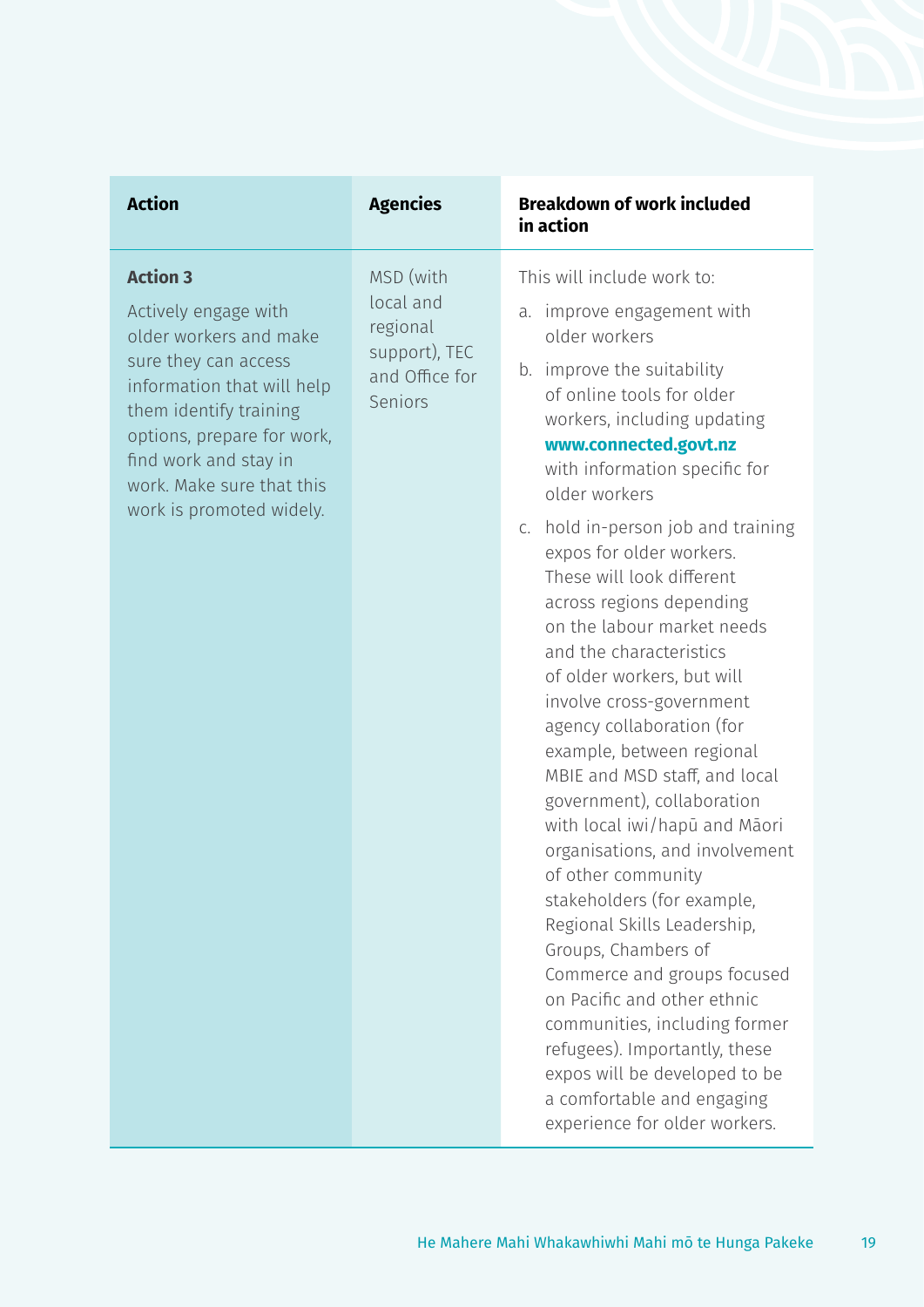| Action | Agencies | Breakdown of work included in action |
|---|---|---|
| **Action 3**<br><br>Actively engage with older workers and make sure they can access information that will help them identify training options, prepare for work, find work and stay in work. Make sure that this work is promoted widely. | MSD (with local and regional support), TEC and Office for Seniors | This will include work to:<br><br>a. improve engagement with older workers<br><br>b. improve the suitability of online tools for older workers, including updating **www.connected.govt.nz** with information specific for older workers<br><br>c. hold in-person job and training expos for older workers. These will look different across regions depending on the labour market needs and the characteristics of older workers, but will involve cross-government agency collaboration (for example, between regional MBIE and MSD staff, and local government), collaboration with local iwi/hapū and Māori organisations, and involvement of other community stakeholders (for example, Regional Skills Leadership, Groups, Chambers of Commerce and groups focused on Pacific and other ethnic communities, including former refugees). Importantly, these expos will be developed to be a comfortable and engaging experience for older workers. |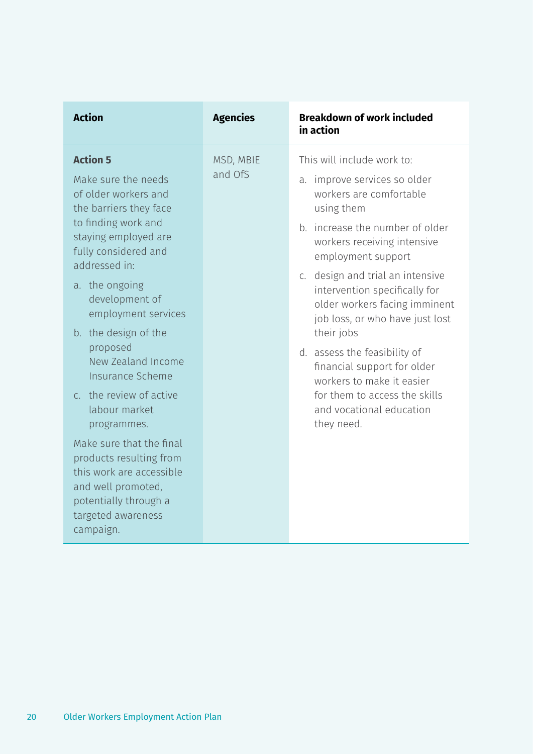| Action | Agencies | Breakdown of work included in action |
|---|---|---|
| **Action 5**<br><br>Make sure the needs of older workers and the barriers they face to finding work and staying employed are fully considered and addressed in:<br><br>a. the ongoing development of employment services<br><br>b. the design of the proposed New Zealand Income Insurance Scheme<br><br>c. the review of active labour market programmes.<br><br>Make sure that the final products resulting from this work are accessible and well promoted, potentially through a targeted awareness campaign. | MSD, MBIE and OfS | This will include work to:<br><br>a. improve services so older workers are comfortable using them<br><br>b. increase the number of older workers receiving intensive employment support<br><br>c. design and trial an intensive intervention specifically for older workers facing imminent job loss, or who have just lost their jobs<br><br>d. assess the feasibility of financial support for older workers to make it easier for them to access the skills and vocational education they need. |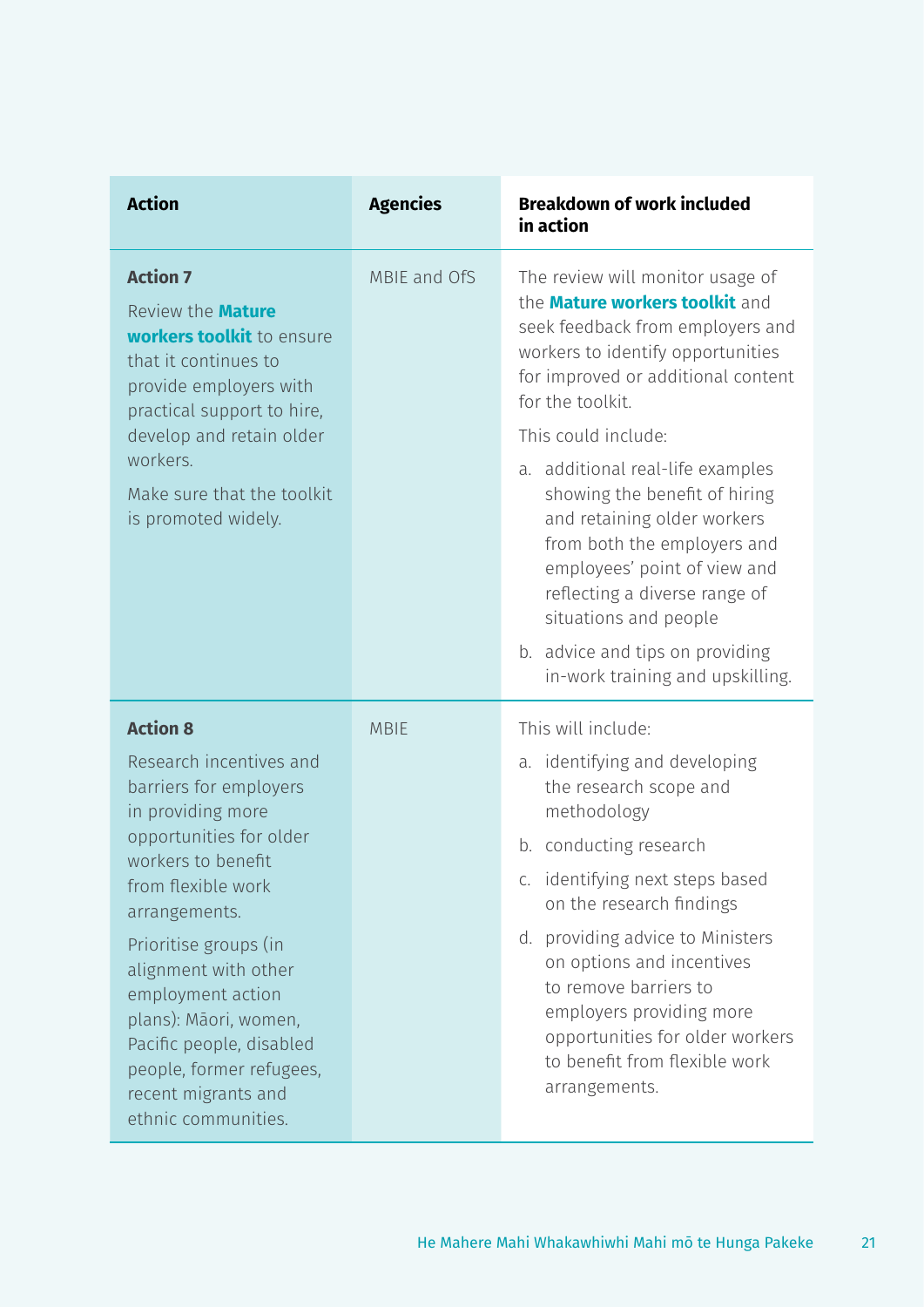| Action | Agencies | Breakdown of work included in action |
|---|---|---|
| **Action 7**<br><br>Review the **Mature workers toolkit** to ensure that it continues to provide employers with practical support to hire, develop and retain older workers.<br><br>Make sure that the toolkit is promoted widely. | MBIE and OfS | The review will monitor usage of the **Mature workers toolkit** and seek feedback from employers and workers to identify opportunities for improved or additional content for the toolkit.<br><br>This could include:<br><br>a. additional real-life examples showing the benefit of hiring and retaining older workers from both the employers and employees' point of view and reflecting a diverse range of situations and people<br><br>b. advice and tips on providing in-work training and upskilling. |
| **Action 8**<br><br>Research incentives and barriers for employers in providing more opportunities for older workers to benefit from flexible work arrangements.<br><br>Prioritise groups (in alignment with other employment action plans): Māori, women, Pacific people, disabled people, former refugees, recent migrants and ethnic communities. | MBIE | This will include:<br><br>a. identifying and developing the research scope and methodology<br><br>b. conducting research<br><br>c. identifying next steps based on the research findings<br><br>d. providing advice to Ministers on options and incentives to remove barriers to employers providing more opportunities for older workers to benefit from flexible work arrangements. |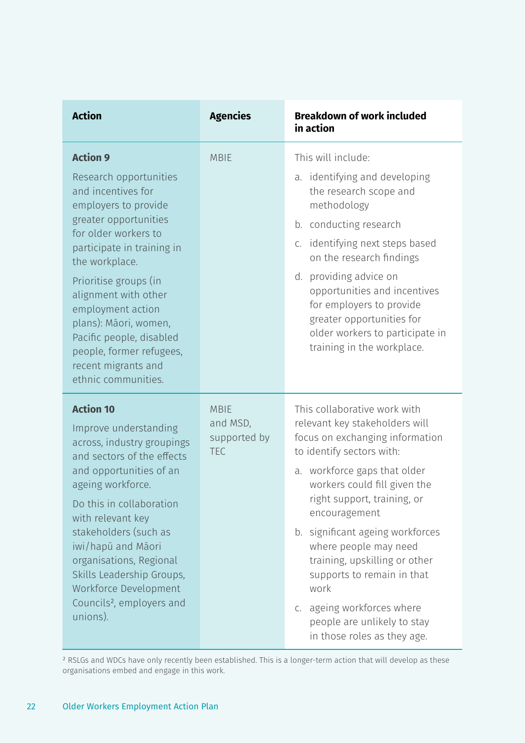| Action | Agencies | Breakdown of work included in action |
|---|---|---|
| **Action 9**<br><br>Research opportunities and incentives for employers to provide greater opportunities for older workers to participate in training in the workplace.<br><br>Prioritise groups (in alignment with other employment action plans): Māori, women, Pacific people, disabled people, former refugees, recent migrants and ethnic communities. | MBIE | This will include:<br><br>a. identifying and developing the research scope and methodology<br>b. conducting research<br>c. identifying next steps based on the research findings<br>d. providing advice on opportunities and incentives for employers to provide greater opportunities for older workers to participate in training in the workplace. |
| **Action 10**<br><br>Improve understanding across, industry groupings and sectors of the effects and opportunities of an ageing workforce.<br><br>Do this in collaboration with relevant key stakeholders (such as iwi/hapū and Māori organisations, Regional Skills Leadership Groups, Workforce Development Councils[2], employers and unions). | MBIE and MSD, supported by TEC | This collaborative work with relevant key stakeholders will focus on exchanging information to identify sectors with:<br><br>a. workforce gaps that older workers could fill given the right support, training, or encouragement<br>b. significant ageing workforces where people may need training, upskilling or other supports to remain in that work<br>c. ageing workforces where people are unlikely to stay in those roles as they age. |

[2] RSLGs and WDCs have only recently been established. This is a longer-term action that will develop as these organisations embed and engage in this work.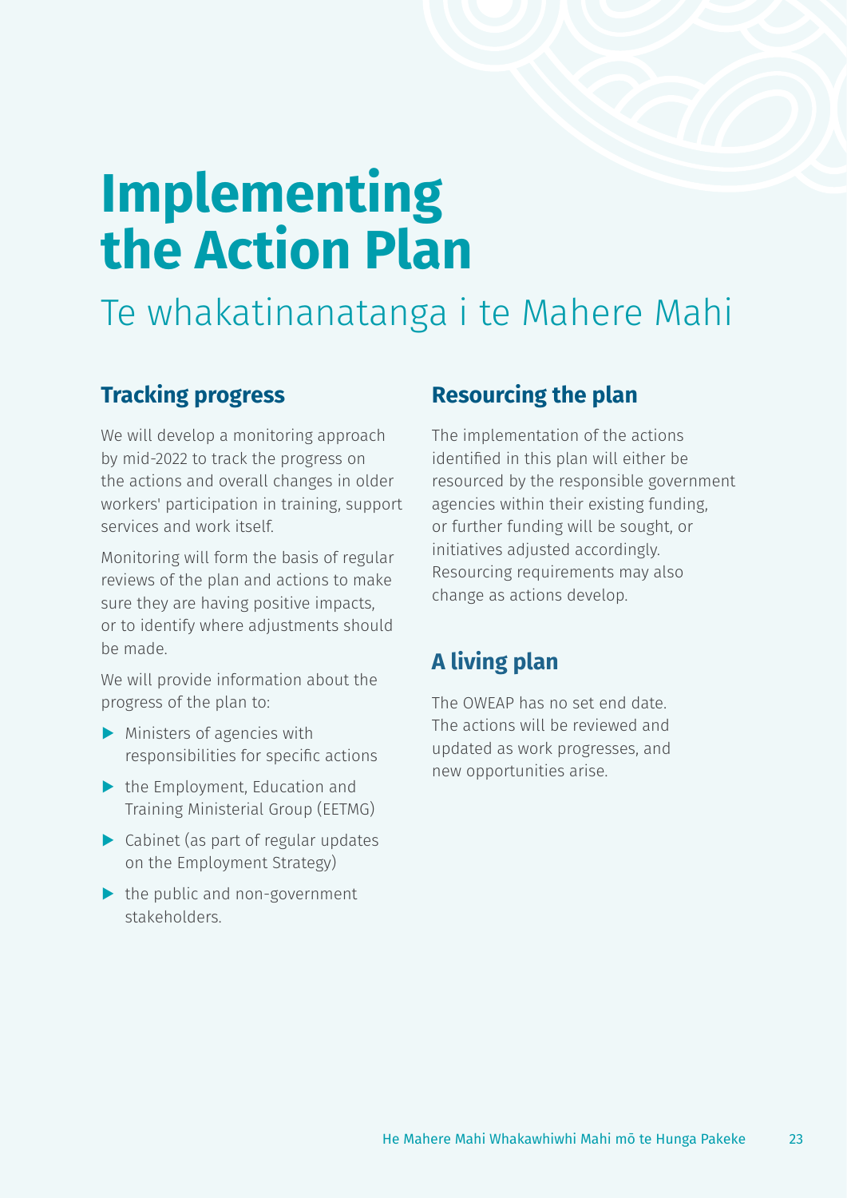# Implementing the Action Plan

## Te whakatinanatanga i te Mahere Mahi

### Tracking progress

We will develop a monitoring approach by mid-2022 to track the progress on the actions and overall changes in older workers' participation in training, support services and work itself.

Monitoring will form the basis of regular reviews of the plan and actions to make sure they are having positive impacts, or to identify where adjustments should be made.

We will provide information about the progress of the plan to:

- Ministers of agencies with responsibilities for specific actions
- the Employment, Education and Training Ministerial Group (EETMG)
- Cabinet (as part of regular updates on the Employment Strategy)
- the public and non-government stakeholders.

### Resourcing the plan

The implementation of the actions identified in this plan will either be resourced by the responsible government agencies within their existing funding, or further funding will be sought, or initiatives adjusted accordingly. Resourcing requirements may also change as actions develop.

### A living plan

The OWEAP has no set end date. The actions will be reviewed and updated as work progresses, and new opportunities arise.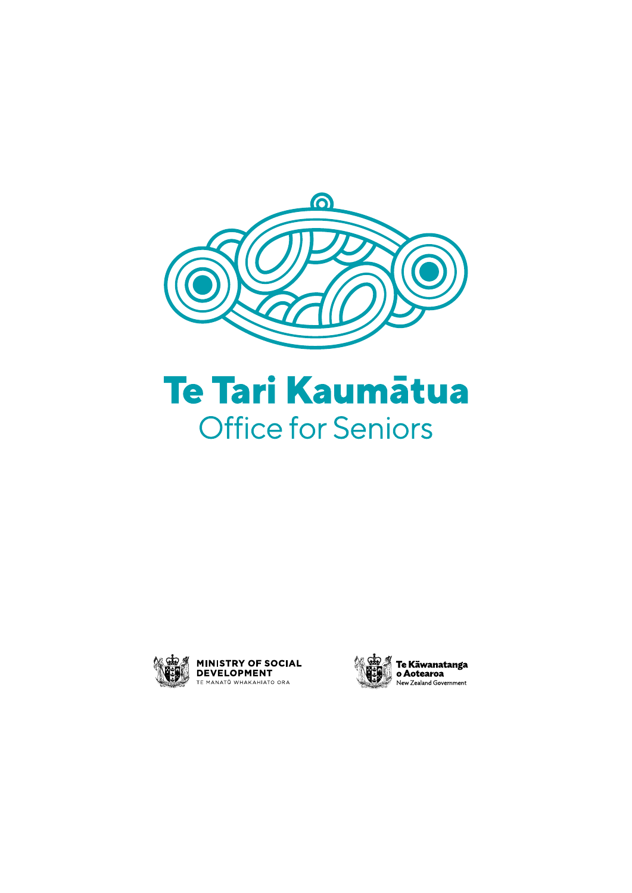Te Tari Kaumātua

Office for Seniors

MINISTRY OF SOCIAL DEVELOPMENT
TE MANATŪ WHAKAHIATO ORA

Te Kāwanatanga o Aotearoa
New Zealand Government